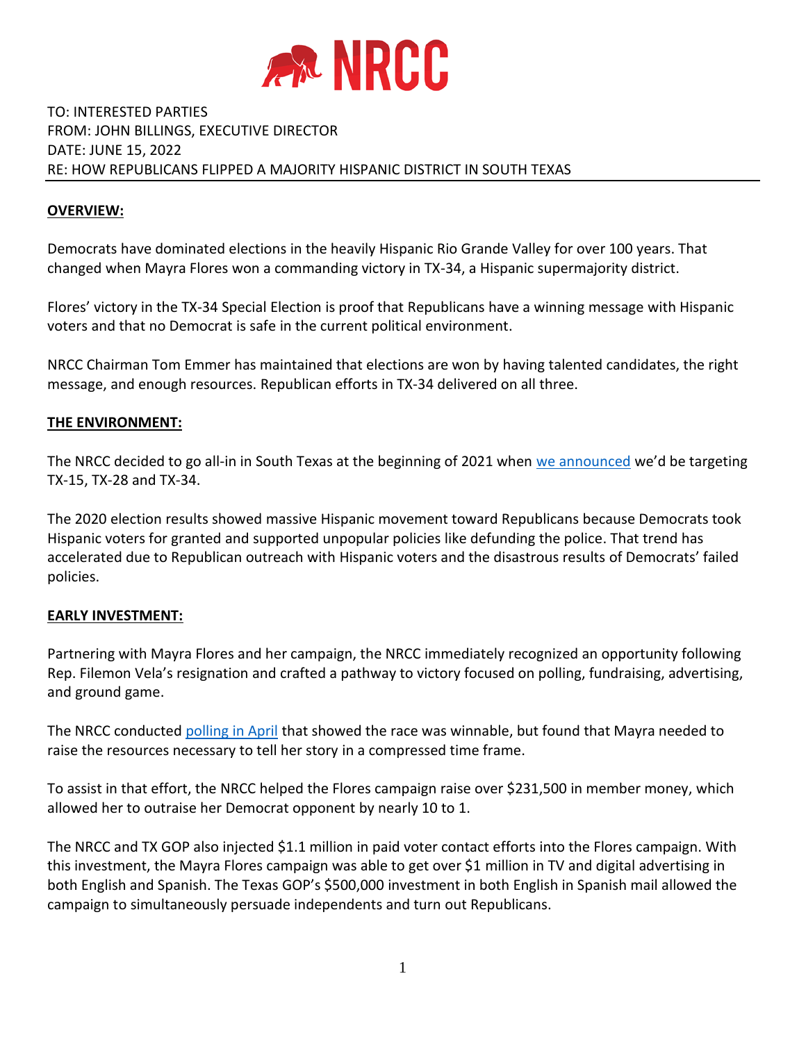NRCC

TO: INTERESTED PARTIES
FROM: JOHN BILLINGS, EXECUTIVE DIRECTOR
DATE: JUNE 15, 2022
RE: HOW REPUBLICANS FLIPPED A MAJORITY HISPANIC DISTRICT IN SOUTH TEXAS

**OVERVIEW:**

Democrats have dominated elections in the heavily Hispanic Rio Grande Valley for over 100 years. That changed when Mayra Flores won a commanding victory in TX-34, a Hispanic supermajority district.

Flores' victory in the TX-34 Special Election is proof that Republicans have a winning message with Hispanic voters and that no Democrat is safe in the current political environment.

NRCC Chairman Tom Emmer has maintained that elections are won by having talented candidates, the right message, and enough resources. Republican efforts in TX-34 delivered on all three.

**THE ENVIRONMENT:**

The NRCC decided to go all-in in South Texas at the beginning of 2021 when we announced we'd be targeting TX-15, TX-28 and TX-34.

The 2020 election results showed massive Hispanic movement toward Republicans because Democrats took Hispanic voters for granted and supported unpopular policies like defunding the police. That trend has accelerated due to Republican outreach with Hispanic voters and the disastrous results of Democrats' failed policies.

**EARLY INVESTMENT:**

Partnering with Mayra Flores and her campaign, the NRCC immediately recognized an opportunity following Rep. Filemon Vela's resignation and crafted a pathway to victory focused on polling, fundraising, advertising, and ground game.

The NRCC conducted polling in April that showed the race was winnable, but found that Mayra needed to raise the resources necessary to tell her story in a compressed time frame.

To assist in that effort, the NRCC helped the Flores campaign raise over $231,500 in member money, which allowed her to outraise her Democrat opponent by nearly 10 to 1.

The NRCC and TX GOP also injected $1.1 million in paid voter contact efforts into the Flores campaign. With this investment, the Mayra Flores campaign was able to get over $1 million in TV and digital advertising in both English and Spanish. The Texas GOP's $500,000 investment in both English in Spanish mail allowed the campaign to simultaneously persuade independents and turn out Republicans.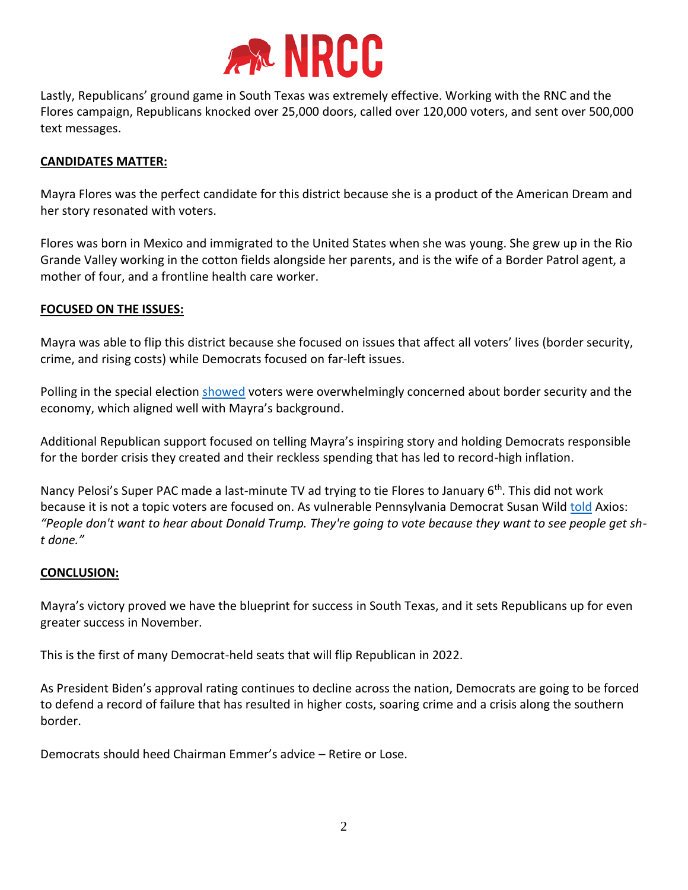Lastly, Republicans' ground game in South Texas was extremely effective. Working with the RNC and the Flores campaign, Republicans knocked over 25,000 doors, called over 120,000 voters, and sent over 500,000 text messages.

**CANDIDATES MATTER:**

Mayra Flores was the perfect candidate for this district because she is a product of the American Dream and her story resonated with voters.

Flores was born in Mexico and immigrated to the United States when she was young. She grew up in the Rio Grande Valley working in the cotton fields alongside her parents, and is the wife of a Border Patrol agent, a mother of four, and a frontline health care worker.

**FOCUSED ON THE ISSUES:**

Mayra was able to flip this district because she focused on issues that affect all voters' lives (border security, crime, and rising costs) while Democrats focused on far-left issues.

Polling in the special election showed voters were overwhelmingly concerned about border security and the economy, which aligned well with Mayra's background.

Additional Republican support focused on telling Mayra's inspiring story and holding Democrats responsible for the border crisis they created and their reckless spending that has led to record-high inflation.

Nancy Pelosi's Super PAC made a last-minute TV ad trying to tie Flores to January 6th. This did not work because it is not a topic voters are focused on. As vulnerable Pennsylvania Democrat Susan Wild told Axios: *"People don't want to hear about Donald Trump. They're going to vote because they want to see people get sh-t done."*

**CONCLUSION:**

Mayra's victory proved we have the blueprint for success in South Texas, and it sets Republicans up for even greater success in November.

This is the first of many Democrat-held seats that will flip Republican in 2022.

As President Biden's approval rating continues to decline across the nation, Democrats are going to be forced to defend a record of failure that has resulted in higher costs, soaring crime and a crisis along the southern border.

Democrats should heed Chairman Emmer's advice – Retire or Lose.